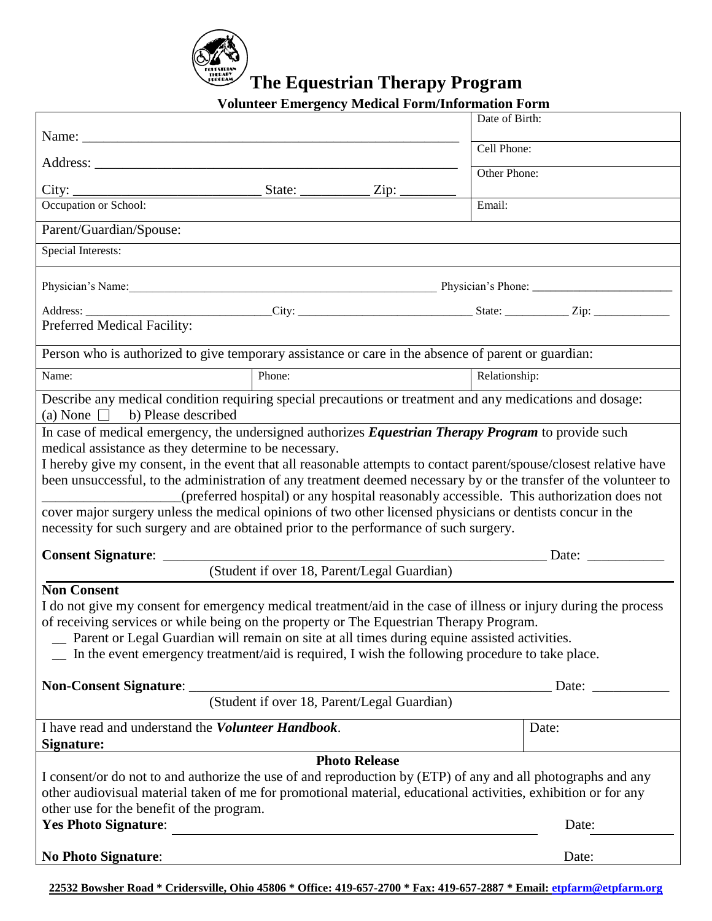# The Equestrian Therapy Program

## Volunteer Emergency Medical Form/Information Form

| | |
|---|---|
| Name: ______________________________________________________ | Date of Birth: |
| Address: ____________________________________________________ | Cell Phone: |
| City: __________________________ State: __________ Zip: ________ | Other Phone: |
| Occupation or School: | Email: |

Parent/Guardian/Spouse:

Special Interests:

Physician's Name: ______________________________________________ Physician's Phone: ________________________

Address: ______________________________City: _____________________________ State: ___________ Zip: _____________

Preferred Medical Facility:

Person who is authorized to give temporary assistance or care in the absence of parent or guardian:

| Name: | Phone: | Relationship: |
|---|---|---|
| | | |

Describe any medical condition requiring special precautions or treatment and any medications and dosage:
(a) None ☐ b) Please described

In case of medical emergency, the undersigned authorizes ***Equestrian Therapy Program*** to provide such medical assistance as they determine to be necessary.
I hereby give my consent, in the event that all reasonable attempts to contact parent/spouse/closest relative have been unsuccessful, to the administration of any treatment deemed necessary by or the transfer of the volunteer to ___________________(preferred hospital) or any hospital reasonably accessible. This authorization does not cover major surgery unless the medical opinions of two other licensed physicians or dentists concur in the necessity for such surgery and are obtained prior to the performance of such surgery.

**Consent Signature**: _____________________________________________________ Date: ___________
(Student if over 18, Parent/Legal Guardian)

**Non Consent**

I do not give my consent for emergency medical treatment/aid in the case of illness or injury during the process of receiving services or while being on the property or The Equestrian Therapy Program.

__ Parent or Legal Guardian will remain on site at all times during equine assisted activities.
__ In the event emergency treatment/aid is required, I wish the following procedure to take place.

**Non-Consent Signature**: _________________________________________________ Date: ___________
(Student if over 18, Parent/Legal Guardian)

I have read and understand the ***Volunteer Handbook***.
**Signature:** Date:

**Photo Release**

I consent/or do not to and authorize the use of and reproduction by (ETP) of any and all photographs and any other audiovisual material taken of me for promotional material, educational activities, exhibition or for any other use for the benefit of the program.

**Yes Photo Signature**: ______________________________________________ Date: ___________

**No Photo Signature**: Date:

**22532 Bowsher Road * Cridersville, Ohio 45806 * Office: 419-657-2700 * Fax: 419-657-2887 * Email: etpfarm@etpfarm.org**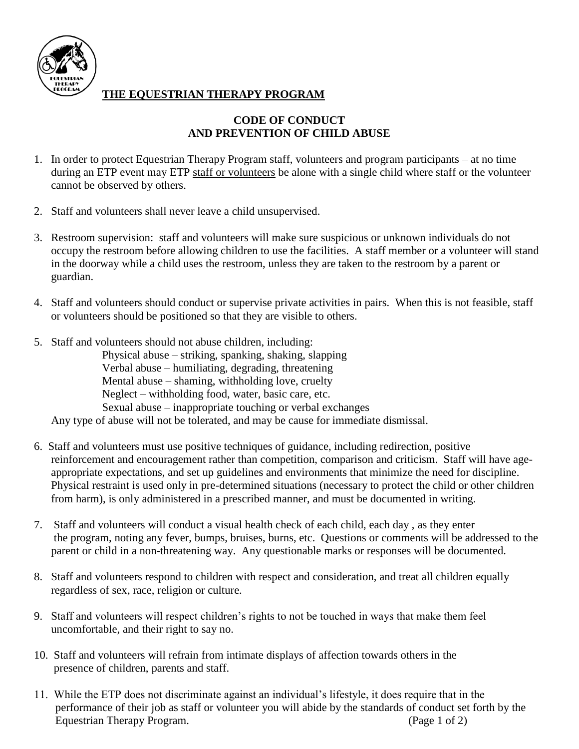# THE EQUESTRIAN THERAPY PROGRAM

## CODE OF CONDUCT AND PREVENTION OF CHILD ABUSE

1. In order to protect Equestrian Therapy Program staff, volunteers and program participants – at no time during an ETP event may ETP staff or volunteers be alone with a single child where staff or the volunteer cannot be observed by others.

2. Staff and volunteers shall never leave a child unsupervised.

3. Restroom supervision: staff and volunteers will make sure suspicious or unknown individuals do not occupy the restroom before allowing children to use the facilities. A staff member or a volunteer will stand in the doorway while a child uses the restroom, unless they are taken to the restroom by a parent or guardian.

4. Staff and volunteers should conduct or supervise private activities in pairs. When this is not feasible, staff or volunteers should be positioned so that they are visible to others.

5. Staff and volunteers should not abuse children, including:
   - Physical abuse – striking, spanking, shaking, slapping
   - Verbal abuse – humiliating, degrading, threatening
   - Mental abuse – shaming, withholding love, cruelty
   - Neglect – withholding food, water, basic care, etc.
   - Sexual abuse – inappropriate touching or verbal exchanges

   Any type of abuse will not be tolerated, and may be cause for immediate dismissal.

6. Staff and volunteers must use positive techniques of guidance, including redirection, positive reinforcement and encouragement rather than competition, comparison and criticism. Staff will have age-appropriate expectations, and set up guidelines and environments that minimize the need for discipline. Physical restraint is used only in pre-determined situations (necessary to protect the child or other children from harm), is only administered in a prescribed manner, and must be documented in writing.

7. Staff and volunteers will conduct a visual health check of each child, each day , as they enter the program, noting any fever, bumps, bruises, burns, etc. Questions or comments will be addressed to the parent or child in a non-threatening way. Any questionable marks or responses will be documented.

8. Staff and volunteers respond to children with respect and consideration, and treat all children equally regardless of sex, race, religion or culture.

9. Staff and volunteers will respect children's rights to not be touched in ways that make them feel uncomfortable, and their right to say no.

10. Staff and volunteers will refrain from intimate displays of affection towards others in the presence of children, parents and staff.

11. While the ETP does not discriminate against an individual's lifestyle, it does require that in the performance of their job as staff or volunteer you will abide by the standards of conduct set forth by the Equestrian Therapy Program.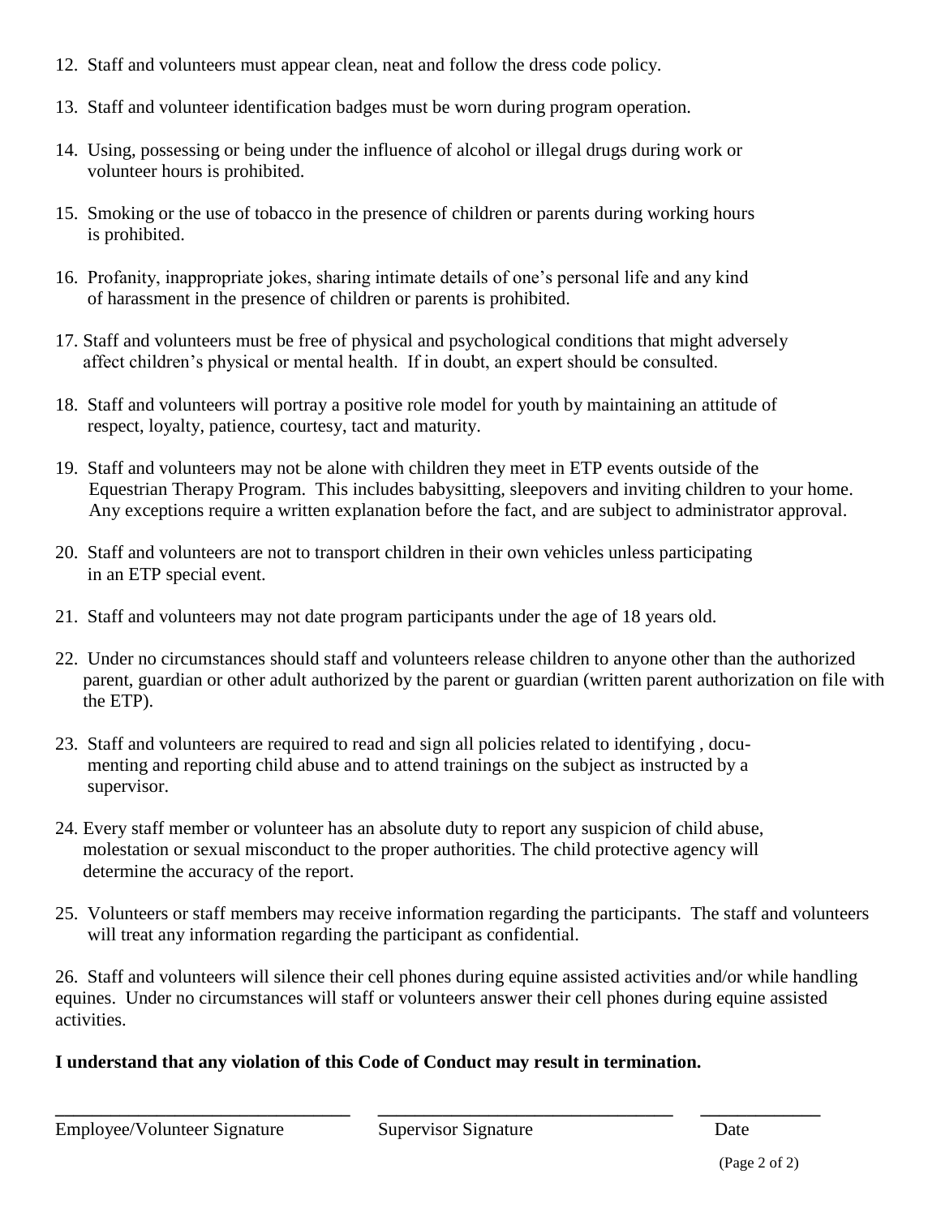12. Staff and volunteers must appear clean, neat and follow the dress code policy.

13. Staff and volunteer identification badges must be worn during program operation.

14. Using, possessing or being under the influence of alcohol or illegal drugs during work or volunteer hours is prohibited.

15. Smoking or the use of tobacco in the presence of children or parents during working hours is prohibited.

16. Profanity, inappropriate jokes, sharing intimate details of one's personal life and any kind of harassment in the presence of children or parents is prohibited.

17. Staff and volunteers must be free of physical and psychological conditions that might adversely affect children's physical or mental health. If in doubt, an expert should be consulted.

18. Staff and volunteers will portray a positive role model for youth by maintaining an attitude of respect, loyalty, patience, courtesy, tact and maturity.

19. Staff and volunteers may not be alone with children they meet in ETP events outside of the Equestrian Therapy Program. This includes babysitting, sleepovers and inviting children to your home. Any exceptions require a written explanation before the fact, and are subject to administrator approval.

20. Staff and volunteers are not to transport children in their own vehicles unless participating in an ETP special event.

21. Staff and volunteers may not date program participants under the age of 18 years old.

22. Under no circumstances should staff and volunteers release children to anyone other than the authorized parent, guardian or other adult authorized by the parent or guardian (written parent authorization on file with the ETP).

23. Staff and volunteers are required to read and sign all policies related to identifying , documenting and reporting child abuse and to attend trainings on the subject as instructed by a supervisor.

24. Every staff member or volunteer has an absolute duty to report any suspicion of child abuse, molestation or sexual misconduct to the proper authorities. The child protective agency will determine the accuracy of the report.

25. Volunteers or staff members may receive information regarding the participants. The staff and volunteers will treat any information regarding the participant as confidential.

26. Staff and volunteers will silence their cell phones during equine assisted activities and/or while handling equines. Under no circumstances will staff or volunteers answer their cell phones during equine assisted activities.

**I understand that any violation of this Code of Conduct may result in termination.**

\_\_\_\_\_\_\_\_\_\_\_\_\_\_\_\_\_\_\_\_\_\_\_\_\_\_\_\_\_\_ \_\_\_\_\_\_\_\_\_\_\_\_\_\_\_\_\_\_\_\_\_\_\_\_\_\_\_\_\_\_ \_\_\_\_\_\_\_\_\_\_\_\_

Employee/Volunteer Signature | Supervisor Signature | Date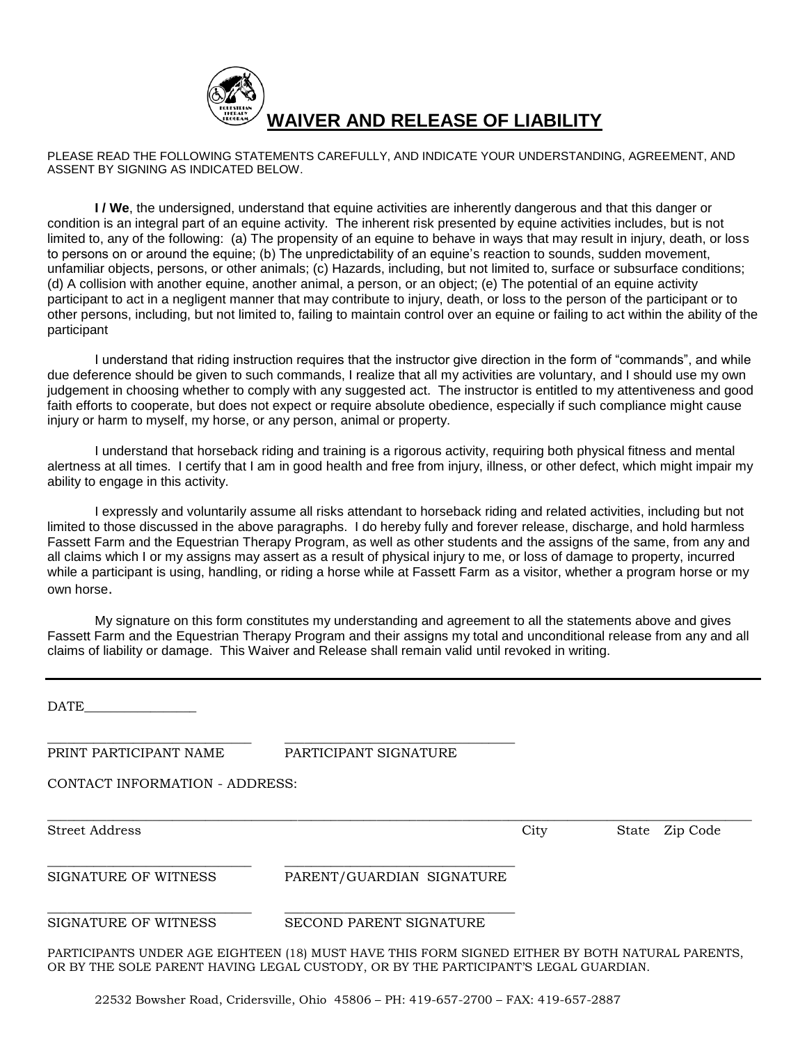# WAIVER AND RELEASE OF LIABILITY

PLEASE READ THE FOLLOWING STATEMENTS CAREFULLY, AND INDICATE YOUR UNDERSTANDING, AGREEMENT, AND ASSENT BY SIGNING AS INDICATED BELOW.

**I / We**, the undersigned, understand that equine activities are inherently dangerous and that this danger or condition is an integral part of an equine activity. The inherent risk presented by equine activities includes, but is not limited to, any of the following: (a) The propensity of an equine to behave in ways that may result in injury, death, or loss to persons on or around the equine; (b) The unpredictability of an equine's reaction to sounds, sudden movement, unfamiliar objects, persons, or other animals; (c) Hazards, including, but not limited to, surface or subsurface conditions; (d) A collision with another equine, another animal, a person, or an object; (e) The potential of an equine activity participant to act in a negligent manner that may contribute to injury, death, or loss to the person of the participant or to other persons, including, but not limited to, failing to maintain control over an equine or failing to act within the ability of the participant

I understand that riding instruction requires that the instructor give direction in the form of "commands", and while due deference should be given to such commands, I realize that all my activities are voluntary, and I should use my own judgement in choosing whether to comply with any suggested act. The instructor is entitled to my attentiveness and good faith efforts to cooperate, but does not expect or require absolute obedience, especially if such compliance might cause injury or harm to myself, my horse, or any person, animal or property.

I understand that horseback riding and training is a rigorous activity, requiring both physical fitness and mental alertness at all times. I certify that I am in good health and free from injury, illness, or other defect, which might impair my ability to engage in this activity.

I expressly and voluntarily assume all risks attendant to horseback riding and related activities, including but not limited to those discussed in the above paragraphs. I do hereby fully and forever release, discharge, and hold harmless Fassett Farm and the Equestrian Therapy Program, as well as other students and the assigns of the same, from any and all claims which I or my assigns may assert as a result of physical injury to me, or loss of damage to property, incurred while a participant is using, handling, or riding a horse while at Fassett Farm as a visitor, whether a program horse or my own horse.

My signature on this form constitutes my understanding and agreement to all the statements above and gives Fassett Farm and the Equestrian Therapy Program and their assigns my total and unconditional release from any and all claims of liability or damage. This Waiver and Release shall remain valid until revoked in writing.

---

DATE________________

______________________________ ______________________________
PRINT PARTICIPANT NAME PARTICIPANT SIGNATURE

CONTACT INFORMATION - ADDRESS:

____________________________________________________________________________________
Street Address City State Zip Code

______________________________ ______________________________
SIGNATURE OF WITNESS PARENT/GUARDIAN SIGNATURE

______________________________ ______________________________
SIGNATURE OF WITNESS SECOND PARENT SIGNATURE

PARTICIPANTS UNDER AGE EIGHTEEN (18) MUST HAVE THIS FORM SIGNED EITHER BY BOTH NATURAL PARENTS, OR BY THE SOLE PARENT HAVING LEGAL CUSTODY, OR BY THE PARTICIPANT'S LEGAL GUARDIAN.

22532 Bowsher Road, Cridersville, Ohio 45806 – PH: 419-657-2700 – FAX: 419-657-2887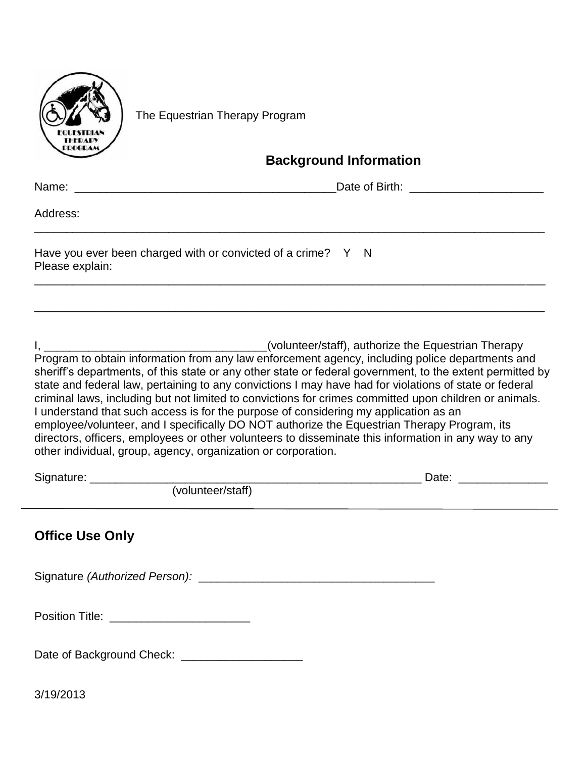The Equestrian Therapy Program

## Background Information

Name: ________________________________________Date of Birth: ____________________

Address:
______________________________________________________________________________

Have you ever been charged with or convicted of a crime? Y N
Please explain:
______________________________________________________________________________

______________________________________________________________________________

I, __________________________________(volunteer/staff), authorize the Equestrian Therapy Program to obtain information from any law enforcement agency, including police departments and sheriff's departments, of this state or any other state or federal government, to the extent permitted by state and federal law, pertaining to any convictions I may have had for violations of state or federal criminal laws, including but not limited to convictions for crimes committed upon children or animals. I understand that such access is for the purpose of considering my application as an employee/volunteer, and I specifically DO NOT authorize the Equestrian Therapy Program, its directors, officers, employees or other volunteers to disseminate this information in any way to any other individual, group, agency, organization or corporation.

Signature: ___________________________________________________ Date: _____________
(volunteer/staff)

---

## Office Use Only

Signature *(Authorized Person):* ____________________________________

Position Title: _____________________

Date of Background Check: ___________________

3/19/2013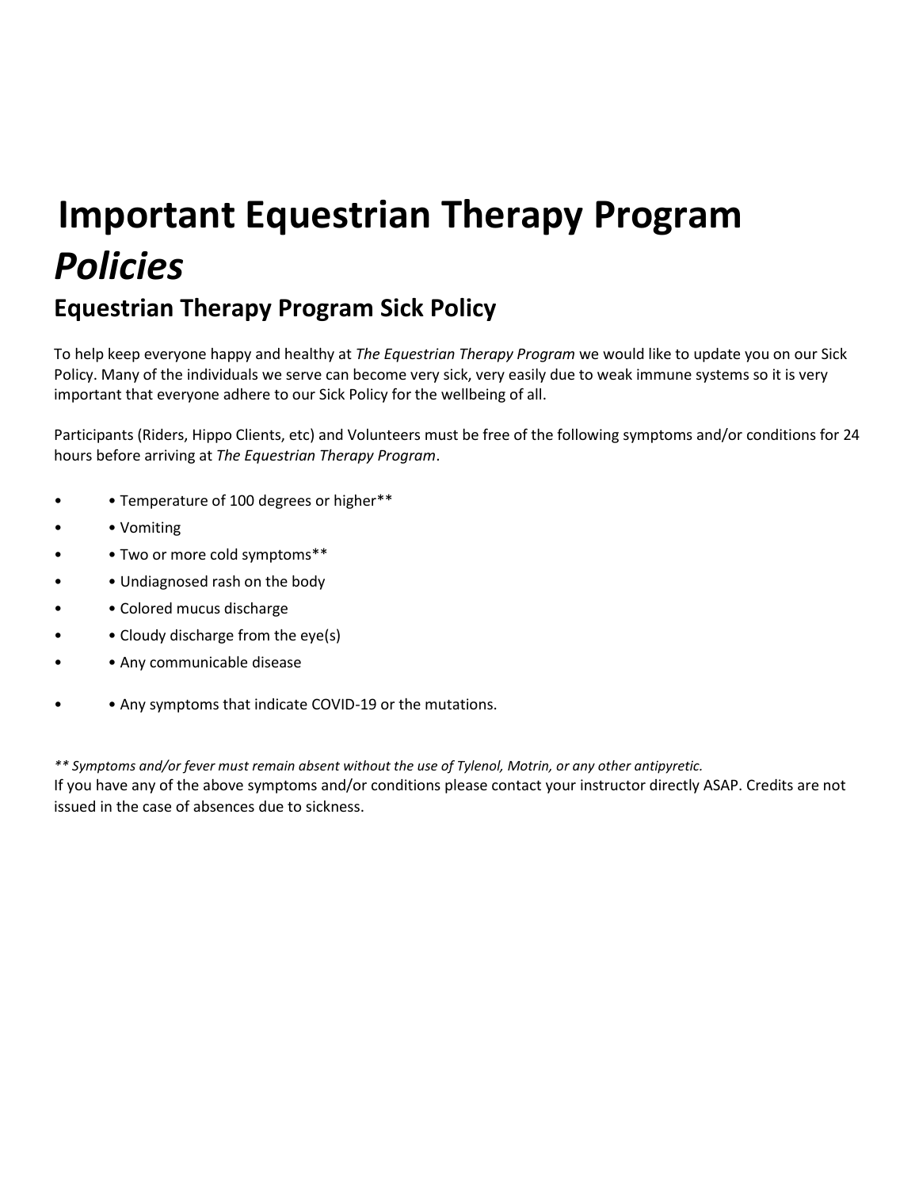# Important Equestrian Therapy Program *Policies*

## Equestrian Therapy Program Sick Policy

To help keep everyone happy and healthy at *The Equestrian Therapy Program* we would like to update you on our Sick Policy. Many of the individuals we serve can become very sick, very easily due to weak immune systems so it is very important that everyone adhere to our Sick Policy for the wellbeing of all.

Participants (Riders, Hippo Clients, etc) and Volunteers must be free of the following symptoms and/or conditions for 24 hours before arriving at *The Equestrian Therapy Program*.

- Temperature of 100 degrees or higher**
- Vomiting
- Two or more cold symptoms**
- Undiagnosed rash on the body
- Colored mucus discharge
- Cloudy discharge from the eye(s)
- Any communicable disease
- Any symptoms that indicate COVID-19 or the mutations.

*** Symptoms and/or fever must remain absent without the use of Tylenol, Motrin, or any other antipyretic.*

If you have any of the above symptoms and/or conditions please contact your instructor directly ASAP. Credits are not issued in the case of absences due to sickness.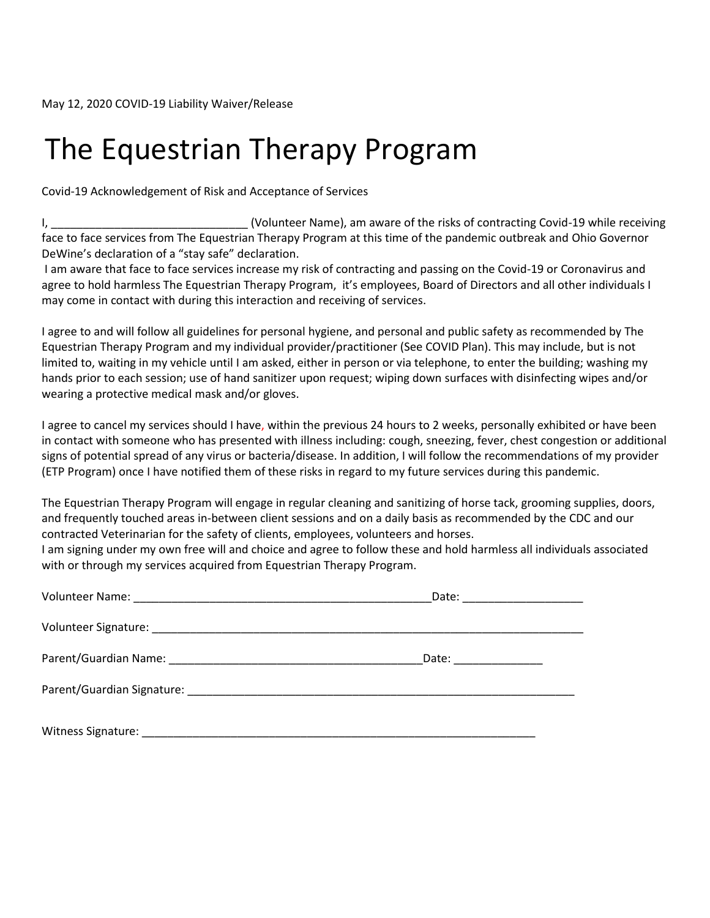May 12, 2020 COVID-19 Liability Waiver/Release

# The Equestrian Therapy Program

Covid-19 Acknowledgement of Risk and Acceptance of Services

I, ______________________________ (Volunteer Name), am aware of the risks of contracting Covid-19 while receiving face to face services from The Equestrian Therapy Program at this time of the pandemic outbreak and Ohio Governor DeWine's declaration of a "stay safe" declaration.

I am aware that face to face services increase my risk of contracting and passing on the Covid-19 or Coronavirus and agree to hold harmless The Equestrian Therapy Program, it's employees, Board of Directors and all other individuals I may come in contact with during this interaction and receiving of services.

I agree to and will follow all guidelines for personal hygiene, and personal and public safety as recommended by The Equestrian Therapy Program and my individual provider/practitioner (See COVID Plan). This may include, but is not limited to, waiting in my vehicle until I am asked, either in person or via telephone, to enter the building; washing my hands prior to each session; use of hand sanitizer upon request; wiping down surfaces with disinfecting wipes and/or wearing a protective medical mask and/or gloves.

I agree to cancel my services should I have, within the previous 24 hours to 2 weeks, personally exhibited or have been in contact with someone who has presented with illness including: cough, sneezing, fever, chest congestion or additional signs of potential spread of any virus or bacteria/disease. In addition, I will follow the recommendations of my provider (ETP Program) once I have notified them of these risks in regard to my future services during this pandemic.

The Equestrian Therapy Program will engage in regular cleaning and sanitizing of horse tack, grooming supplies, doors, and frequently touched areas in-between client sessions and on a daily basis as recommended by the CDC and our contracted Veterinarian for the safety of clients, employees, volunteers and horses.

I am signing under my own free will and choice and agree to follow these and hold harmless all individuals associated with or through my services acquired from Equestrian Therapy Program.

Volunteer Name: ________________________________________________Date: ___________________

Volunteer Signature: ________________________________________________________________________

Parent/Guardian Name: ________________________________________Date: ______________

Parent/Guardian Signature: _______________________________________________________________

Witness Signature: _______________________________________________________________